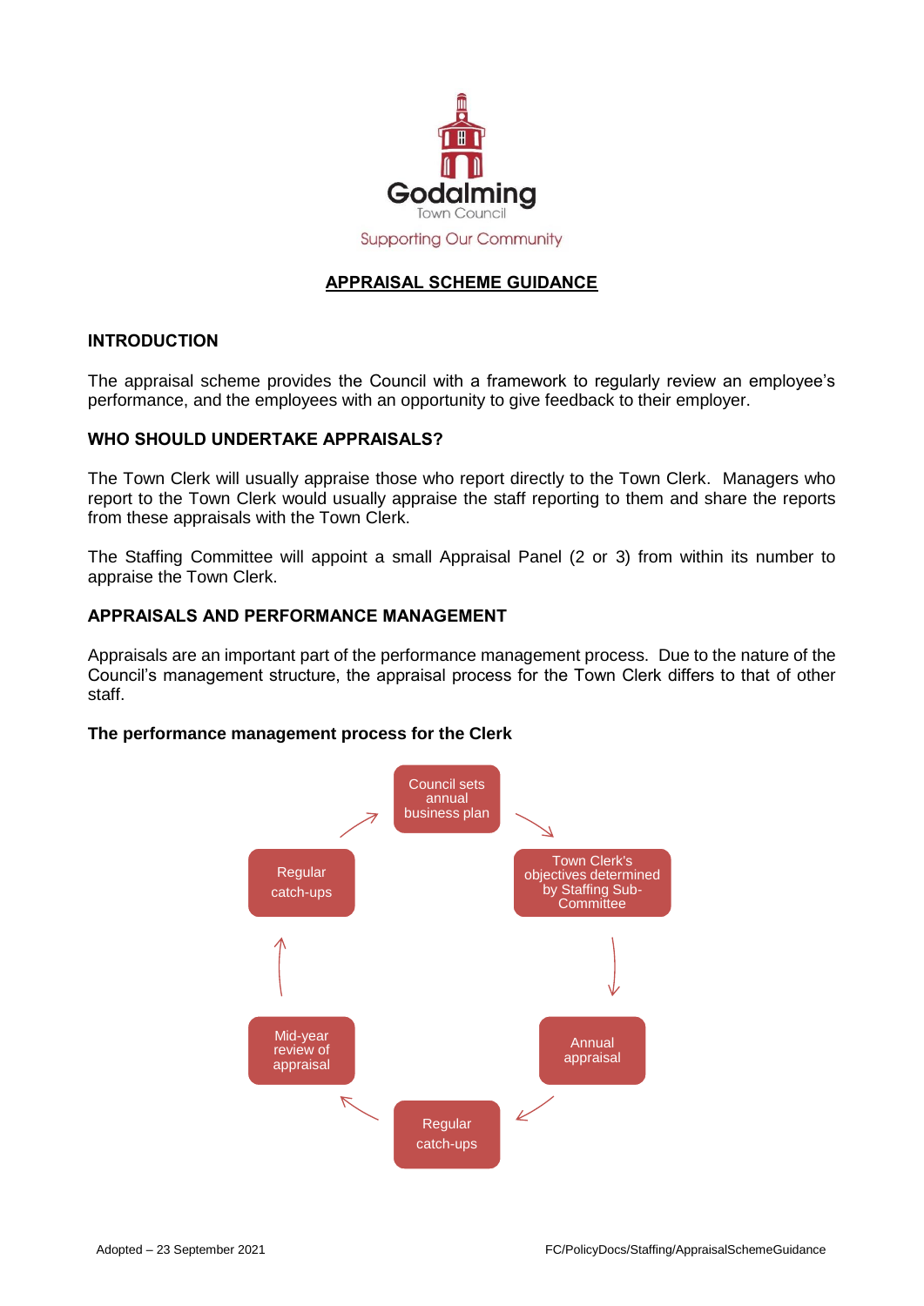Godalming
Town Council
Supporting Our Community

# APPRAISAL SCHEME GUIDANCE

## INTRODUCTION

The appraisal scheme provides the Council with a framework to regularly review an employee's performance, and the employees with an opportunity to give feedback to their employer.

## WHO SHOULD UNDERTAKE APPRAISALS?

The Town Clerk will usually appraise those who report directly to the Town Clerk. Managers who report to the Town Clerk would usually appraise the staff reporting to them and share the reports from these appraisals with the Town Clerk.

The Staffing Committee will appoint a small Appraisal Panel (2 or 3) from within its number to appraise the Town Clerk.

## APPRAISALS AND PERFORMANCE MANAGEMENT

Appraisals are an important part of the performance management process. Due to the nature of the Council's management structure, the appraisal process for the Town Clerk differs to that of other staff.

### The performance management process for the Clerk

Council sets annual business plan → Town Clerk's objectives determined by Staffing Sub-Committee → Annual appraisal → Regular catch-ups → Mid-year review of appraisal → Regular catch-ups → Council sets annual business plan

Adopted – 23 September 2021

FC/PolicyDocs/Staffing/AppraisalSchemeGuidance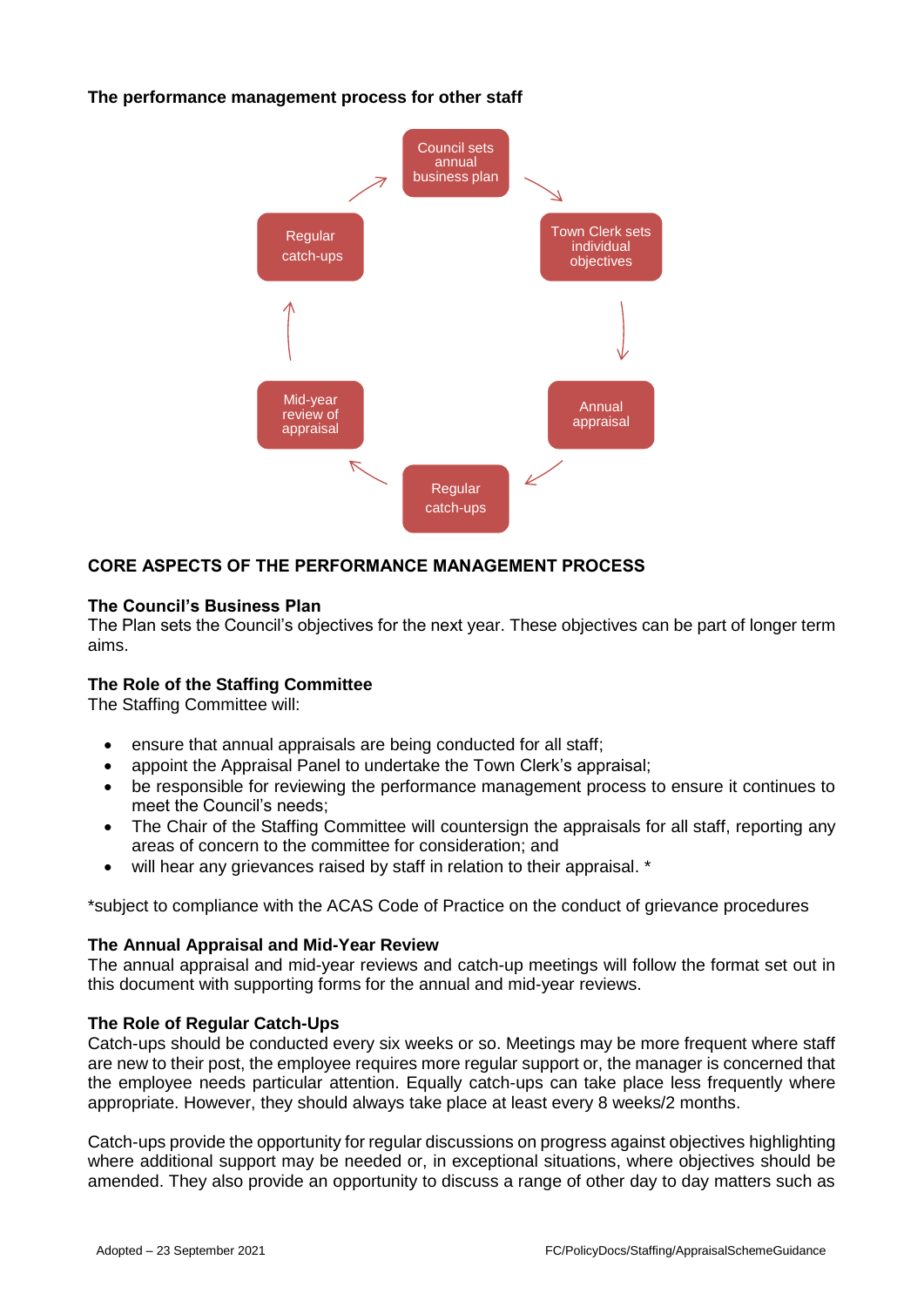**The performance management process for other staff**

Council sets annual business plan

Town Clerk sets individual objectives

Annual appraisal

Regular catch-ups

Mid-year review of appraisal

Regular catch-ups

## CORE ASPECTS OF THE PERFORMANCE MANAGEMENT PROCESS

### The Council's Business Plan

The Plan sets the Council's objectives for the next year. These objectives can be part of longer term aims.

### The Role of the Staffing Committee

The Staffing Committee will:

- ensure that annual appraisals are being conducted for all staff;
- appoint the Appraisal Panel to undertake the Town Clerk's appraisal;
- be responsible for reviewing the performance management process to ensure it continues to meet the Council's needs;
- The Chair of the Staffing Committee will countersign the appraisals for all staff, reporting any areas of concern to the committee for consideration; and
- will hear any grievances raised by staff in relation to their appraisal. *

*subject to compliance with the ACAS Code of Practice on the conduct of grievance procedures

### The Annual Appraisal and Mid-Year Review

The annual appraisal and mid-year reviews and catch-up meetings will follow the format set out in this document with supporting forms for the annual and mid-year reviews.

### The Role of Regular Catch-Ups

Catch-ups should be conducted every six weeks or so. Meetings may be more frequent where staff are new to their post, the employee requires more regular support or, the manager is concerned that the employee needs particular attention. Equally catch-ups can take place less frequently where appropriate. However, they should always take place at least every 8 weeks/2 months.

Catch-ups provide the opportunity for regular discussions on progress against objectives highlighting where additional support may be needed or, in exceptional situations, where objectives should be amended. They also provide an opportunity to discuss a range of other day to day matters such as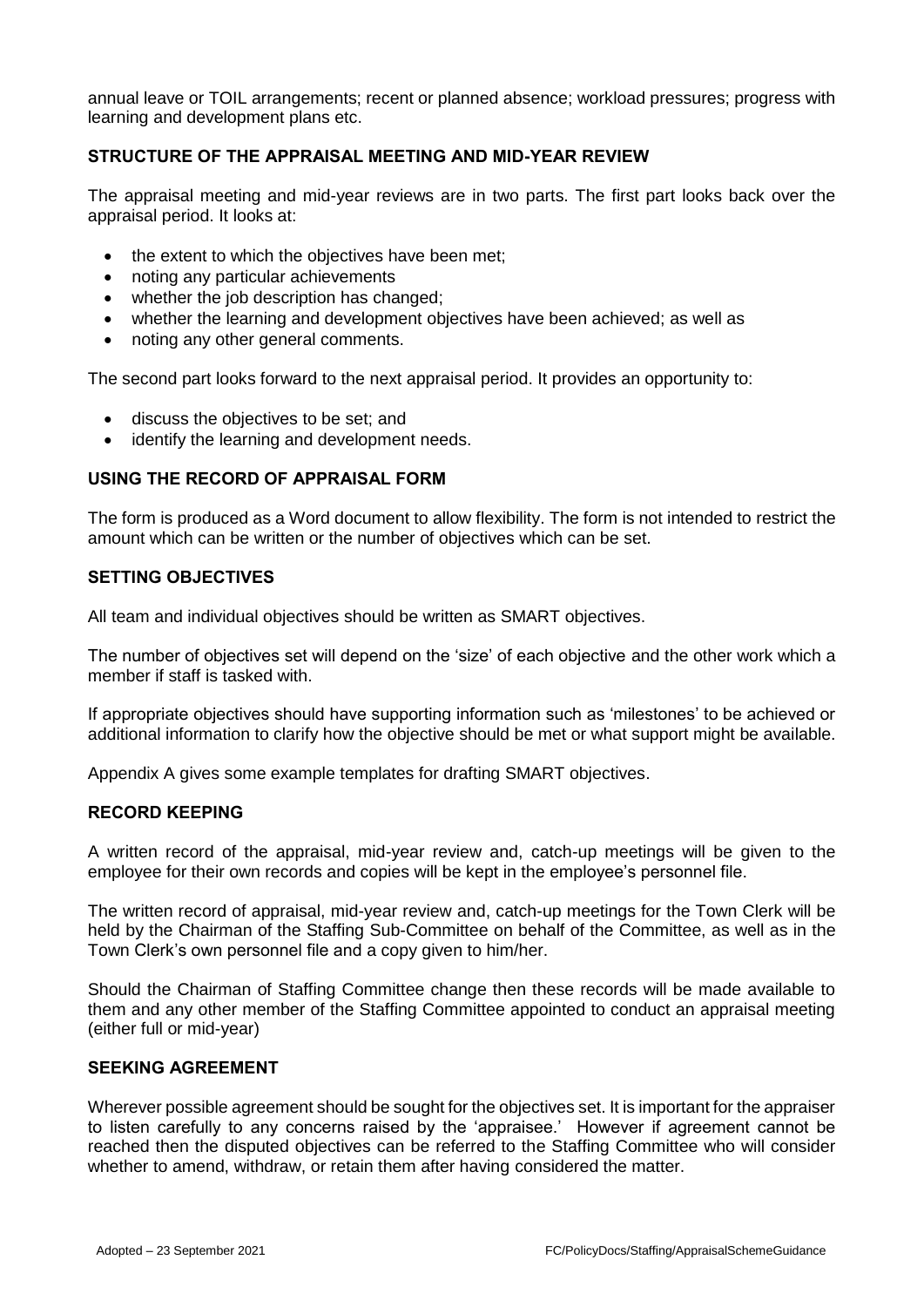annual leave or TOIL arrangements; recent or planned absence; workload pressures; progress with learning and development plans etc.

## STRUCTURE OF THE APPRAISAL MEETING AND MID-YEAR REVIEW

The appraisal meeting and mid-year reviews are in two parts. The first part looks back over the appraisal period. It looks at:

- the extent to which the objectives have been met;
- noting any particular achievements
- whether the job description has changed;
- whether the learning and development objectives have been achieved; as well as
- noting any other general comments.

The second part looks forward to the next appraisal period. It provides an opportunity to:

- discuss the objectives to be set; and
- identify the learning and development needs.

## USING THE RECORD OF APPRAISAL FORM

The form is produced as a Word document to allow flexibility. The form is not intended to restrict the amount which can be written or the number of objectives which can be set.

## SETTING OBJECTIVES

All team and individual objectives should be written as SMART objectives.

The number of objectives set will depend on the 'size' of each objective and the other work which a member if staff is tasked with.

If appropriate objectives should have supporting information such as 'milestones' to be achieved or additional information to clarify how the objective should be met or what support might be available.

Appendix A gives some example templates for drafting SMART objectives.

## RECORD KEEPING

A written record of the appraisal, mid-year review and, catch-up meetings will be given to the employee for their own records and copies will be kept in the employee's personnel file.

The written record of appraisal, mid-year review and, catch-up meetings for the Town Clerk will be held by the Chairman of the Staffing Sub-Committee on behalf of the Committee, as well as in the Town Clerk's own personnel file and a copy given to him/her.

Should the Chairman of Staffing Committee change then these records will be made available to them and any other member of the Staffing Committee appointed to conduct an appraisal meeting (either full or mid-year)

## SEEKING AGREEMENT

Wherever possible agreement should be sought for the objectives set. It is important for the appraiser to listen carefully to any concerns raised by the 'appraisee.' However if agreement cannot be reached then the disputed objectives can be referred to the Staffing Committee who will consider whether to amend, withdraw, or retain them after having considered the matter.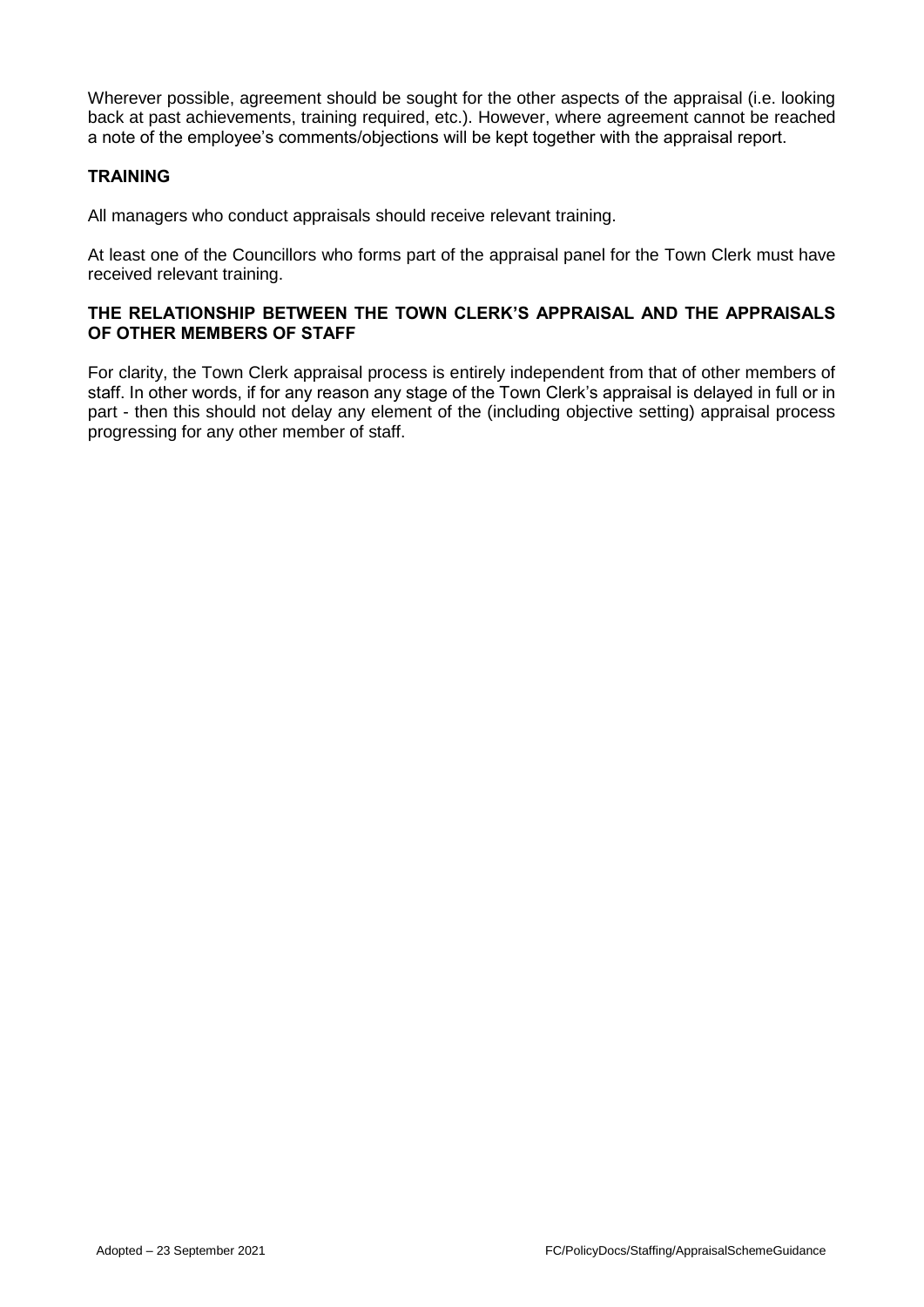Wherever possible, agreement should be sought for the other aspects of the appraisal (i.e. looking back at past achievements, training required, etc.). However, where agreement cannot be reached a note of the employee's comments/objections will be kept together with the appraisal report.

## TRAINING

All managers who conduct appraisals should receive relevant training.

At least one of the Councillors who forms part of the appraisal panel for the Town Clerk must have received relevant training.

## THE RELATIONSHIP BETWEEN THE TOWN CLERK'S APPRAISAL AND THE APPRAISALS OF OTHER MEMBERS OF STAFF

For clarity, the Town Clerk appraisal process is entirely independent from that of other members of staff. In other words, if for any reason any stage of the Town Clerk's appraisal is delayed in full or in part - then this should not delay any element of the (including objective setting) appraisal process progressing for any other member of staff.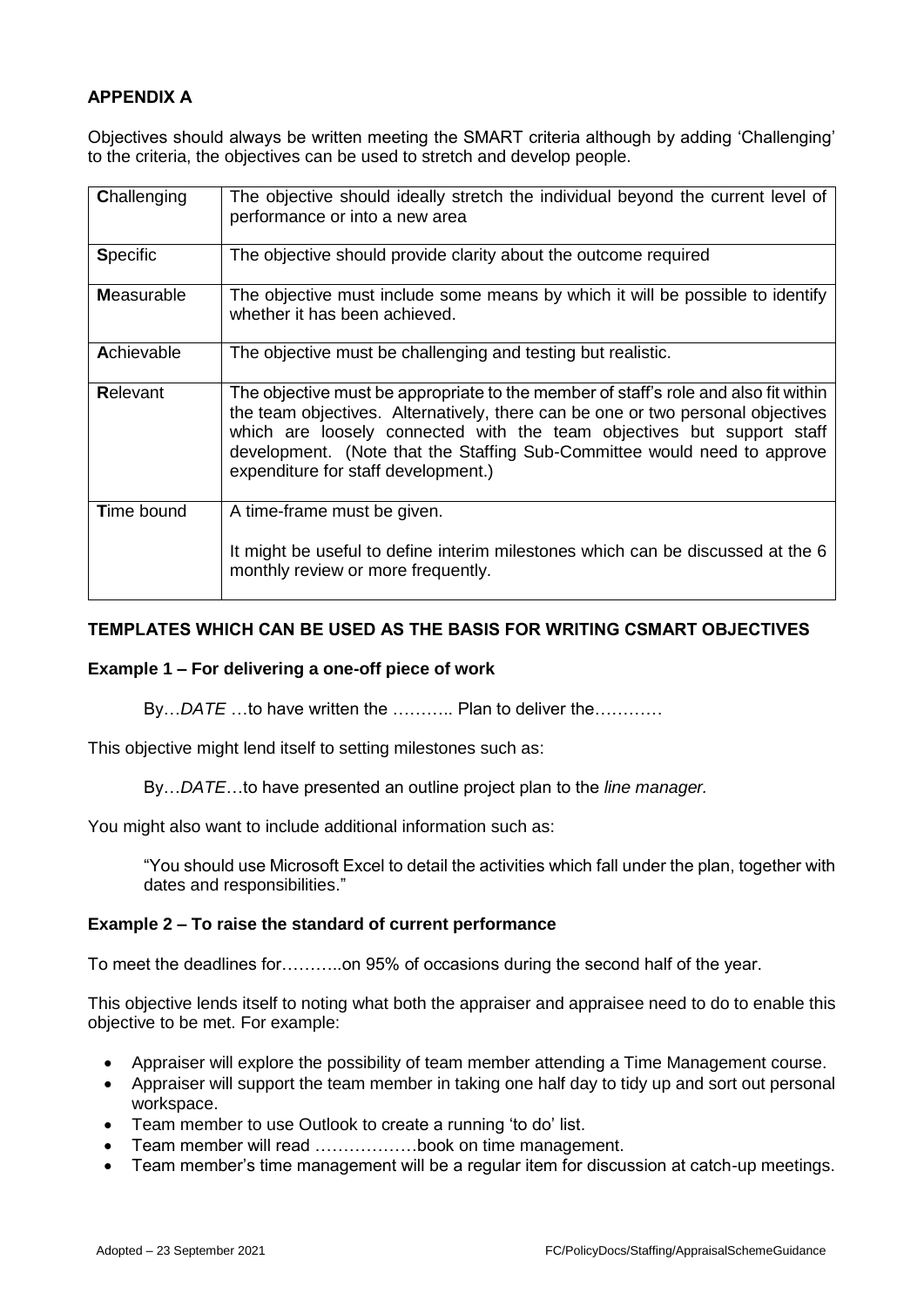## APPENDIX A

Objectives should always be written meeting the SMART criteria although by adding 'Challenging' to the criteria, the objectives can be used to stretch and develop people.

| | |
|---|---|
| **C**hallenging | The objective should ideally stretch the individual beyond the current level of performance or into a new area |
| **S**pecific | The objective should provide clarity about the outcome required |
| **M**easurable | The objective must include some means by which it will be possible to identify whether it has been achieved. |
| **A**chievable | The objective must be challenging and testing but realistic. |
| **R**elevant | The objective must be appropriate to the member of staff's role and also fit within the team objectives. Alternatively, there can be one or two personal objectives which are loosely connected with the team objectives but support staff development. (Note that the Staffing Sub-Committee would need to approve expenditure for staff development.) |
| **T**ime bound | A time-frame must be given.<br><br>It might be useful to define interim milestones which can be discussed at the 6 monthly review or more frequently. |

### TEMPLATES WHICH CAN BE USED AS THE BASIS FOR WRITING CSMART OBJECTIVES

#### Example 1 – For delivering a one-off piece of work

By…*DATE* …to have written the ……….. Plan to deliver the…………

This objective might lend itself to setting milestones such as:

By…*DATE*…to have presented an outline project plan to the *line manager.*

You might also want to include additional information such as:

"You should use Microsoft Excel to detail the activities which fall under the plan, together with dates and responsibilities."

#### Example 2 – To raise the standard of current performance

To meet the deadlines for………..on 95% of occasions during the second half of the year.

This objective lends itself to noting what both the appraiser and appraisee need to do to enable this objective to be met. For example:

- Appraiser will explore the possibility of team member attending a Time Management course.
- Appraiser will support the team member in taking one half day to tidy up and sort out personal workspace.
- Team member to use Outlook to create a running 'to do' list.
- Team member will read ………………book on time management.
- Team member's time management will be a regular item for discussion at catch-up meetings.